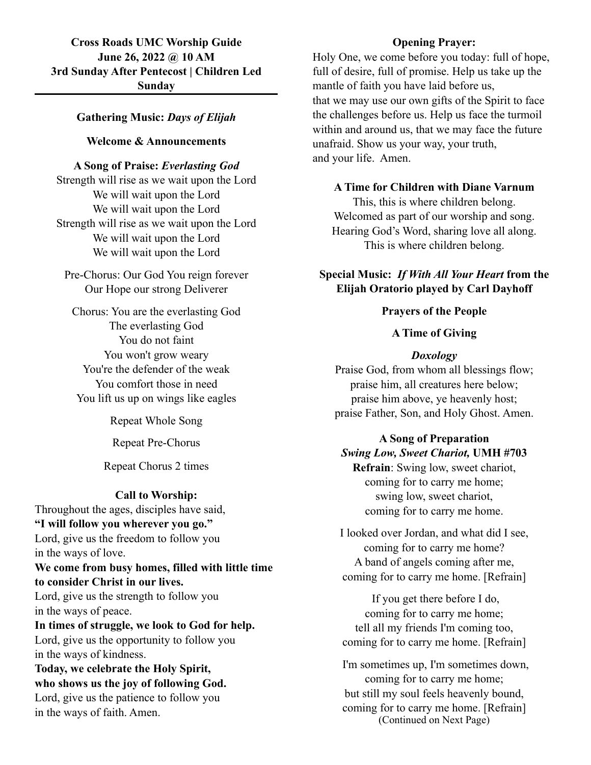**Cross Roads UMC Worship Guide**
**June 26, 2022 @ 10 AM**
**3rd Sunday After Pentecost | Children Led Sunday**

---

**Gathering Music:** ***Days of Elijah***

**Welcome & Announcements**

**A Song of Praise:** ***Everlasting God***

Strength will rise as we wait upon the Lord
We will wait upon the Lord
We will wait upon the Lord
Strength will rise as we wait upon the Lord
We will wait upon the Lord
We will wait upon the Lord

Pre-Chorus: Our God You reign forever
Our Hope our strong Deliverer

Chorus: You are the everlasting God
The everlasting God
You do not faint
You won't grow weary
You're the defender of the weak
You comfort those in need
You lift us up on wings like eagles

Repeat Whole Song

Repeat Pre-Chorus

Repeat Chorus 2 times

**Call to Worship:**

Throughout the ages, disciples have said,
**"I will follow you wherever you go."**
Lord, give us the freedom to follow you
in the ways of love.
**We come from busy homes, filled with little time to consider Christ in our lives.**
Lord, give us the strength to follow you
in the ways of peace.
**In times of struggle, we look to God for help.**
Lord, give us the opportunity to follow you
in the ways of kindness.
**Today, we celebrate the Holy Spirit,**
**who shows us the joy of following God.**
Lord, give us the patience to follow you
in the ways of faith. Amen.

**Opening Prayer:**

Holy One, we come before you today: full of hope, full of desire, full of promise. Help us take up the mantle of faith you have laid before us,
that we may use our own gifts of the Spirit to face the challenges before us. Help us face the turmoil within and around us, that we may face the future unafraid. Show us your way, your truth,
and your life. Amen.

**A Time for Children with Diane Varnum**

This, this is where children belong.
Welcomed as part of our worship and song.
Hearing God's Word, sharing love all along.
This is where children belong.

**Special Music:** ***If With All Your Heart*** **from the Elijah Oratorio played by Carl Dayhoff**

**Prayers of the People**

**A Time of Giving**

***Doxology***

Praise God, from whom all blessings flow;
praise him, all creatures here below;
praise him above, ye heavenly host;
praise Father, Son, and Holy Ghost. Amen.

**A Song of Preparation**
***Swing Low, Sweet Chariot,*** **UMH #703**

**Refrain**: Swing low, sweet chariot,
coming for to carry me home;
swing low, sweet chariot,
coming for to carry me home.

I looked over Jordan, and what did I see,
coming for to carry me home?
A band of angels coming after me,
coming for to carry me home. [Refrain]

If you get there before I do,
coming for to carry me home;
tell all my friends I'm coming too,
coming for to carry me home. [Refrain]

I'm sometimes up, I'm sometimes down,
coming for to carry me home;
but still my soul feels heavenly bound,
coming for to carry me home. [Refrain]
(Continued on Next Page)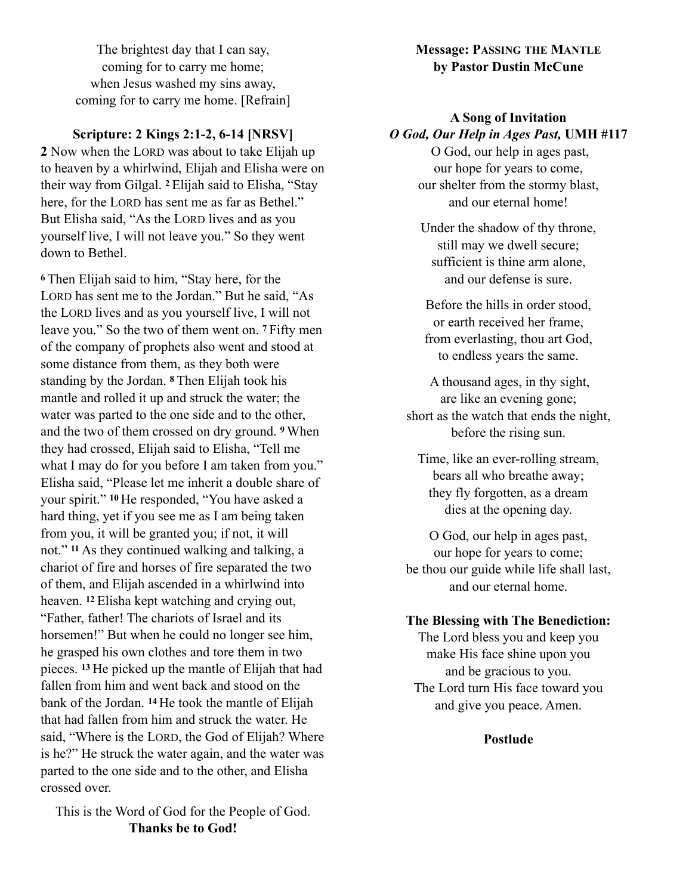The brightest day that I can say,
coming for to carry me home;
when Jesus washed my sins away,
coming for to carry me home. [Refrain]

**Scripture: 2 Kings 2:1-2, 6-14 [NRSV]**

**2** Now when the LORD was about to take Elijah up to heaven by a whirlwind, Elijah and Elisha were on their way from Gilgal. **2** Elijah said to Elisha, "Stay here, for the LORD has sent me as far as Bethel." But Elisha said, "As the LORD lives and as you yourself live, I will not leave you." So they went down to Bethel.

**6** Then Elijah said to him, "Stay here, for the LORD has sent me to the Jordan." But he said, "As the LORD lives and as you yourself live, I will not leave you." So the two of them went on. **7** Fifty men of the company of prophets also went and stood at some distance from them, as they both were standing by the Jordan. **8** Then Elijah took his mantle and rolled it up and struck the water; the water was parted to the one side and to the other, and the two of them crossed on dry ground. **9** When they had crossed, Elijah said to Elisha, "Tell me what I may do for you before I am taken from you." Elisha said, "Please let me inherit a double share of your spirit." **10** He responded, "You have asked a hard thing, yet if you see me as I am being taken from you, it will be granted you; if not, it will not." **11** As they continued walking and talking, a chariot of fire and horses of fire separated the two of them, and Elijah ascended in a whirlwind into heaven. **12** Elisha kept watching and crying out, "Father, father! The chariots of Israel and its horsemen!" But when he could no longer see him, he grasped his own clothes and tore them in two pieces. **13** He picked up the mantle of Elijah that had fallen from him and went back and stood on the bank of the Jordan. **14** He took the mantle of Elijah that had fallen from him and struck the water. He said, "Where is the LORD, the God of Elijah? Where is he?" He struck the water again, and the water was parted to the one side and to the other, and Elisha crossed over.

This is the Word of God for the People of God.
**Thanks be to God!**

**Message: PASSING THE MANTLE**
**by Pastor Dustin McCune**

**A Song of Invitation**
***O God, Our Help in Ages Past,* UMH #117**

O God, our help in ages past,
our hope for years to come,
our shelter from the stormy blast,
and our eternal home!

Under the shadow of thy throne,
still may we dwell secure;
sufficient is thine arm alone,
and our defense is sure.

Before the hills in order stood,
or earth received her frame,
from everlasting, thou art God,
to endless years the same.

A thousand ages, in thy sight,
are like an evening gone;
short as the watch that ends the night,
before the rising sun.

Time, like an ever-rolling stream,
bears all who breathe away;
they fly forgotten, as a dream
dies at the opening day.

O God, our help in ages past,
our hope for years to come;
be thou our guide while life shall last,
and our eternal home.

**The Blessing with The Benediction:**

The Lord bless you and keep you
make His face shine upon you
and be gracious to you.
The Lord turn His face toward you
and give you peace. Amen.

**Postlude**